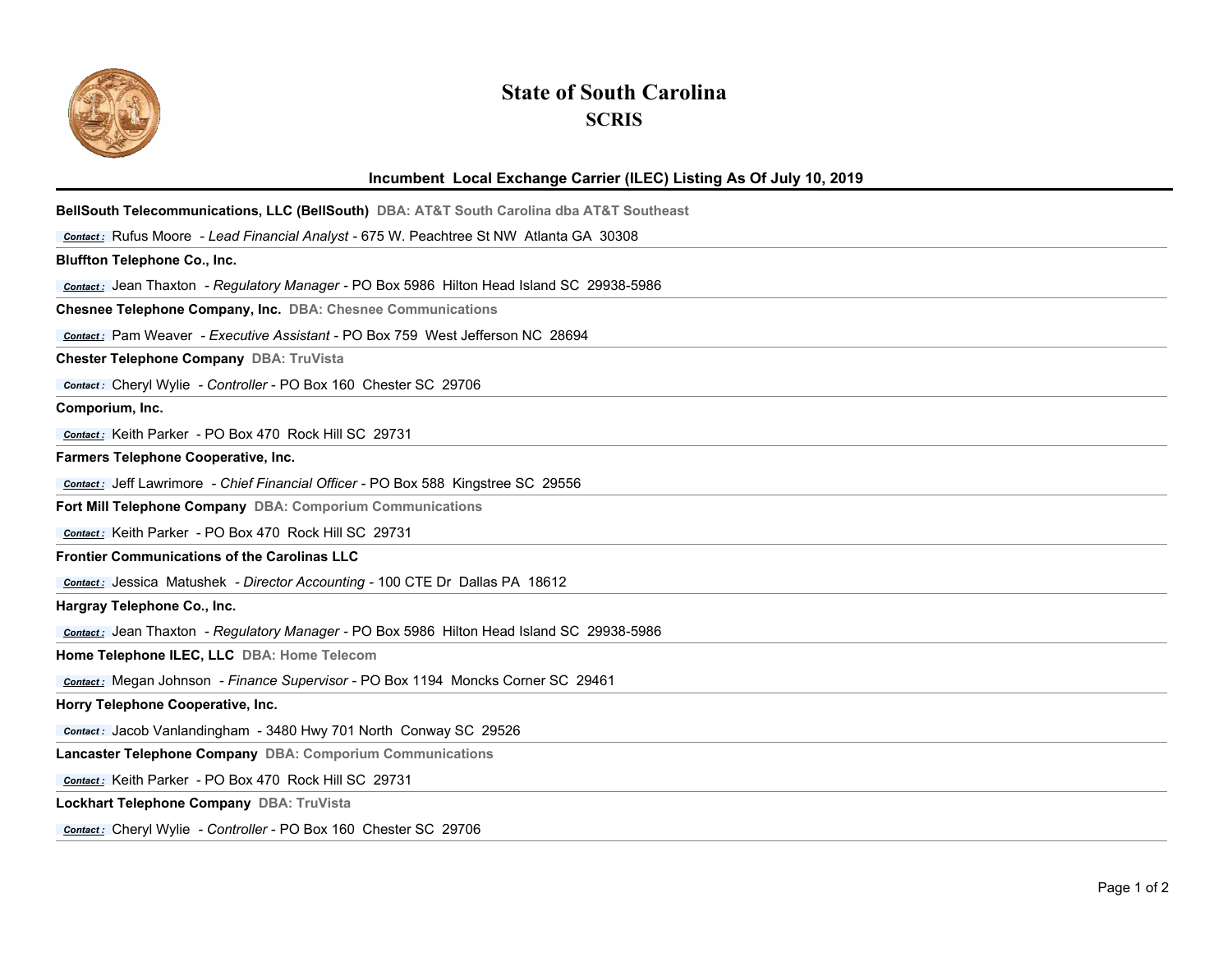# State of South Carolina
## SCRIS

### Incumbent Local Exchange Carrier (ILEC) Listing As Of July 10, 2019

**BellSouth Telecommunications, LLC (BellSouth)** **DBA: AT&T South Carolina dba AT&T Southeast**

*Contact :* Rufus Moore - *Lead Financial Analyst* - 675 W. Peachtree St NW Atlanta GA 30308

---

**Bluffton Telephone Co., Inc.**

*Contact :* Jean Thaxton - *Regulatory Manager* - PO Box 5986 Hilton Head Island SC 29938-5986

---

**Chesnee Telephone Company, Inc.** **DBA: Chesnee Communications**

*Contact :* Pam Weaver - *Executive Assistant* - PO Box 759 West Jefferson NC 28694

---

**Chester Telephone Company** **DBA: TruVista**

*Contact :* Cheryl Wylie - *Controller* - PO Box 160 Chester SC 29706

---

**Comporium, Inc.**

*Contact :* Keith Parker - PO Box 470 Rock Hill SC 29731

---

**Farmers Telephone Cooperative, Inc.**

*Contact :* Jeff Lawrimore - *Chief Financial Officer* - PO Box 588 Kingstree SC 29556

---

**Fort Mill Telephone Company** **DBA: Comporium Communications**

*Contact :* Keith Parker - PO Box 470 Rock Hill SC 29731

---

**Frontier Communications of the Carolinas LLC**

*Contact :* Jessica Matushek - *Director Accounting* - 100 CTE Dr Dallas PA 18612

---

**Hargray Telephone Co., Inc.**

*Contact :* Jean Thaxton - *Regulatory Manager* - PO Box 5986 Hilton Head Island SC 29938-5986

---

**Home Telephone ILEC, LLC** **DBA: Home Telecom**

*Contact :* Megan Johnson - *Finance Supervisor* - PO Box 1194 Moncks Corner SC 29461

---

**Horry Telephone Cooperative, Inc.**

*Contact :* Jacob Vanlandingham - 3480 Hwy 701 North Conway SC 29526

---

**Lancaster Telephone Company** **DBA: Comporium Communications**

*Contact :* Keith Parker - PO Box 470 Rock Hill SC 29731

---

**Lockhart Telephone Company** **DBA: TruVista**

*Contact :* Cheryl Wylie - *Controller* - PO Box 160 Chester SC 29706

---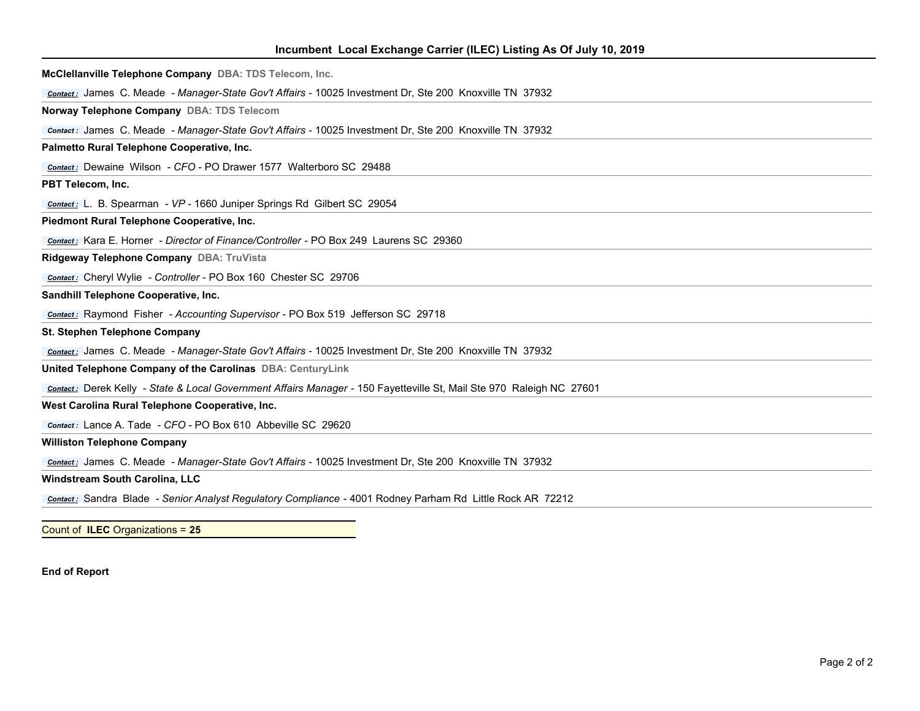## Incumbent Local Exchange Carrier (ILEC) Listing As Of July 10, 2019

**McClellanville Telephone Company** DBA: TDS Telecom, Inc.

Contact : James C. Meade - *Manager-State Gov't Affairs* - 10025 Investment Dr, Ste 200 Knoxville TN 37932

**Norway Telephone Company** DBA: TDS Telecom

Contact : James C. Meade - *Manager-State Gov't Affairs* - 10025 Investment Dr, Ste 200 Knoxville TN 37932

**Palmetto Rural Telephone Cooperative, Inc.**

Contact : Dewaine Wilson - *CFO* - PO Drawer 1577 Walterboro SC 29488

**PBT Telecom, Inc.**

Contact : L. B. Spearman - *VP* - 1660 Juniper Springs Rd Gilbert SC 29054

**Piedmont Rural Telephone Cooperative, Inc.**

Contact : Kara E. Horner - *Director of Finance/Controller* - PO Box 249 Laurens SC 29360

**Ridgeway Telephone Company** DBA: TruVista

Contact : Cheryl Wylie - *Controller* - PO Box 160 Chester SC 29706

**Sandhill Telephone Cooperative, Inc.**

Contact : Raymond Fisher - *Accounting Supervisor* - PO Box 519 Jefferson SC 29718

**St. Stephen Telephone Company**

Contact : James C. Meade - *Manager-State Gov't Affairs* - 10025 Investment Dr, Ste 200 Knoxville TN 37932

**United Telephone Company of the Carolinas** DBA: CenturyLink

Contact : Derek Kelly - *State & Local Government Affairs Manager* - 150 Fayetteville St, Mail Ste 970 Raleigh NC 27601

**West Carolina Rural Telephone Cooperative, Inc.**

Contact : Lance A. Tade - *CFO* - PO Box 610 Abbeville SC 29620

**Williston Telephone Company**

Contact : James C. Meade - *Manager-State Gov't Affairs* - 10025 Investment Dr, Ste 200 Knoxville TN 37932

**Windstream South Carolina, LLC**

Contact : Sandra Blade - *Senior Analyst Regulatory Compliance* - 4001 Rodney Parham Rd Little Rock AR 72212

Count of **ILEC** Organizations = **25**

**End of Report**